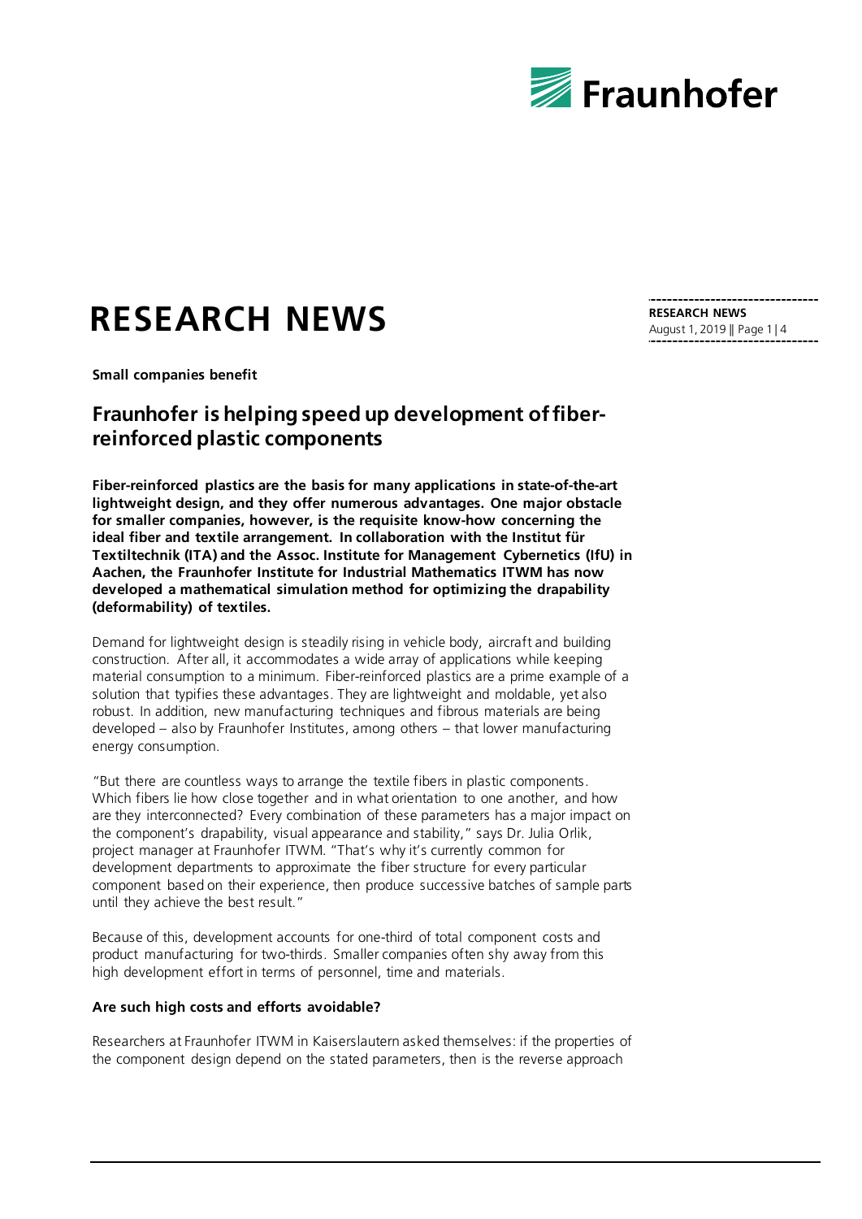# RESEARCH NEWS

**Small companies benefit**

## Fraunhofer is helping speed up development of fiber-reinforced plastic components

**Fiber-reinforced plastics are the basis for many applications in state-of-the-art lightweight design, and they offer numerous advantages. One major obstacle for smaller companies, however, is the requisite know-how concerning the ideal fiber and textile arrangement. In collaboration with the Institut für Textiltechnik (ITA) and the Assoc. Institute for Management Cybernetics (IfU) in Aachen, the Fraunhofer Institute for Industrial Mathematics ITWM has now developed a mathematical simulation method for optimizing the drapability (deformability) of textiles.**

Demand for lightweight design is steadily rising in vehicle body, aircraft and building construction. After all, it accommodates a wide array of applications while keeping material consumption to a minimum. Fiber-reinforced plastics are a prime example of a solution that typifies these advantages. They are lightweight and moldable, yet also robust. In addition, new manufacturing techniques and fibrous materials are being developed – also by Fraunhofer Institutes, among others – that lower manufacturing energy consumption.

"But there are countless ways to arrange the textile fibers in plastic components. Which fibers lie how close together and in what orientation to one another, and how are they interconnected? Every combination of these parameters has a major impact on the component's drapability, visual appearance and stability," says Dr. Julia Orlik, project manager at Fraunhofer ITWM. "That's why it's currently common for development departments to approximate the fiber structure for every particular component based on their experience, then produce successive batches of sample parts until they achieve the best result."

Because of this, development accounts for one-third of total component costs and product manufacturing for two-thirds. Smaller companies often shy away from this high development effort in terms of personnel, time and materials.

### Are such high costs and efforts avoidable?

Researchers at Fraunhofer ITWM in Kaiserslautern asked themselves: if the properties of the component design depend on the stated parameters, then is the reverse approach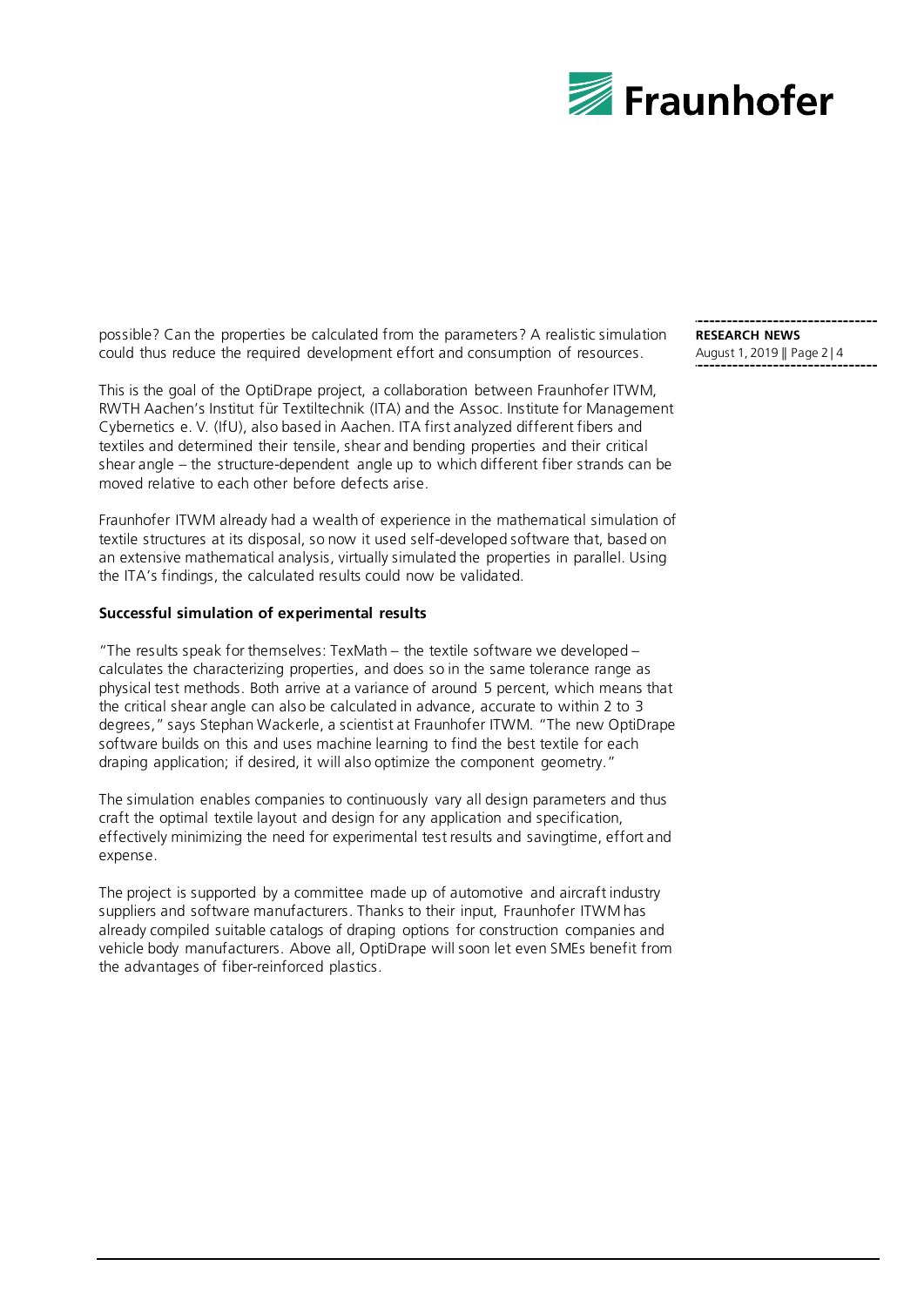possible? Can the properties be calculated from the parameters? A realistic simulation could thus reduce the required development effort and consumption of resources.

This is the goal of the OptiDrape project, a collaboration between Fraunhofer ITWM, RWTH Aachen's Institut für Textiltechnik (ITA) and the Assoc. Institute for Management Cybernetics e. V. (IfU), also based in Aachen. ITA first analyzed different fibers and textiles and determined their tensile, shear and bending properties and their critical shear angle – the structure-dependent angle up to which different fiber strands can be moved relative to each other before defects arise.

Fraunhofer ITWM already had a wealth of experience in the mathematical simulation of textile structures at its disposal, so now it used self-developed software that, based on an extensive mathematical analysis, virtually simulated the properties in parallel. Using the ITA's findings, the calculated results could now be validated.

**Successful simulation of experimental results**

"The results speak for themselves: TexMath – the textile software we developed – calculates the characterizing properties, and does so in the same tolerance range as physical test methods. Both arrive at a variance of around 5 percent, which means that the critical shear angle can also be calculated in advance, accurate to within 2 to 3 degrees," says Stephan Wackerle, a scientist at Fraunhofer ITWM. "The new OptiDrape software builds on this and uses machine learning to find the best textile for each draping application; if desired, it will also optimize the component geometry."

The simulation enables companies to continuously vary all design parameters and thus craft the optimal textile layout and design for any application and specification, effectively minimizing the need for experimental test results and savingtime, effort and expense.

The project is supported by a committee made up of automotive and aircraft industry suppliers and software manufacturers. Thanks to their input, Fraunhofer ITWM has already compiled suitable catalogs of draping options for construction companies and vehicle body manufacturers. Above all, OptiDrape will soon let even SMEs benefit from the advantages of fiber-reinforced plastics.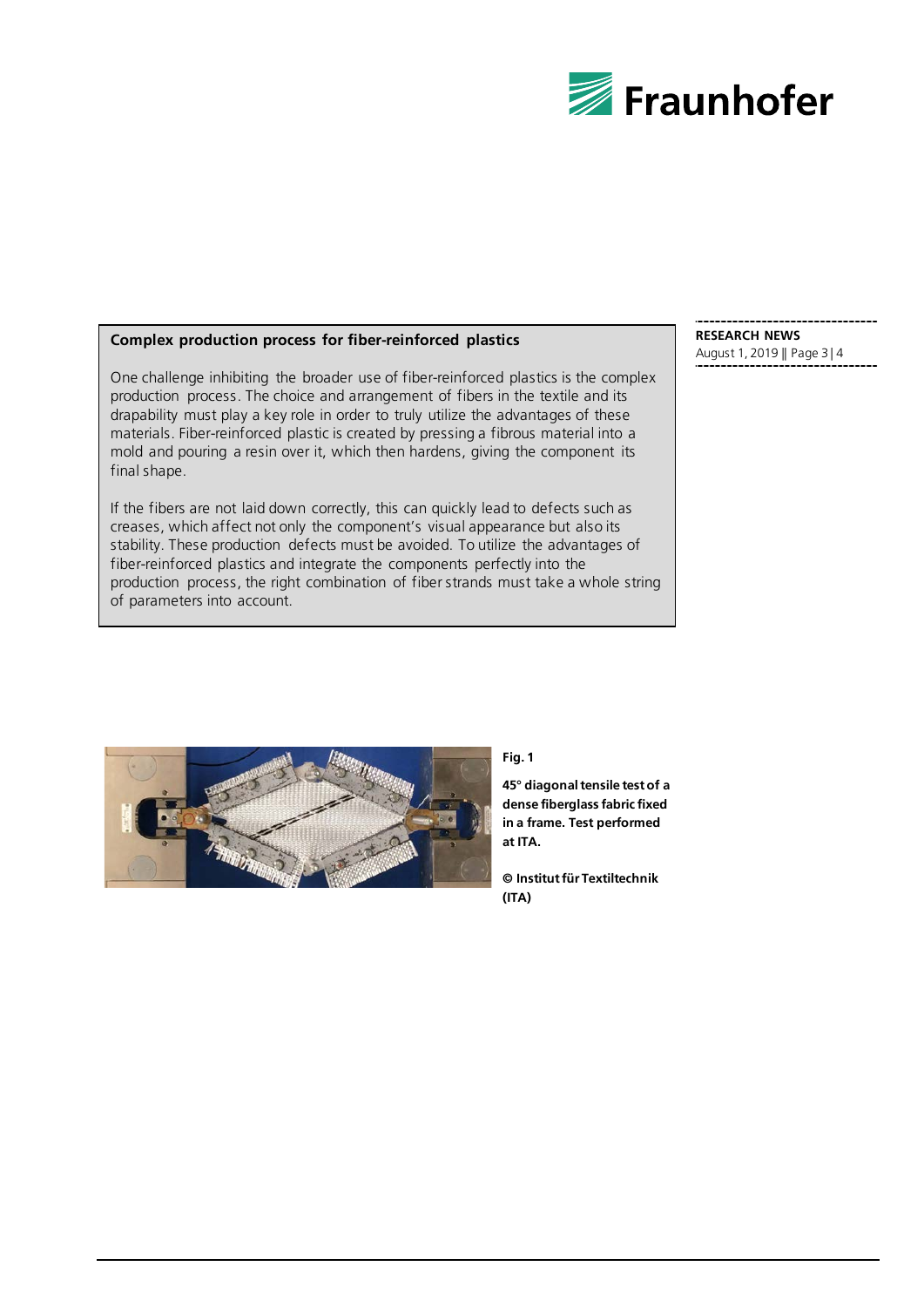## Complex production process for fiber-reinforced plastics

One challenge inhibiting the broader use of fiber-reinforced plastics is the complex production process. The choice and arrangement of fibers in the textile and its drapability must play a key role in order to truly utilize the advantages of these materials. Fiber-reinforced plastic is created by pressing a fibrous material into a mold and pouring a resin over it, which then hardens, giving the component its final shape.

If the fibers are not laid down correctly, this can quickly lead to defects such as creases, which affect not only the component's visual appearance but also its stability. These production defects must be avoided. To utilize the advantages of fiber-reinforced plastics and integrate the components perfectly into the production process, the right combination of fiber strands must take a whole string of parameters into account.

**Fig. 1**

**45° diagonal tensile test of a dense fiberglass fabric fixed in a frame. Test performed at ITA.**

**© Institut für Textiltechnik (ITA)**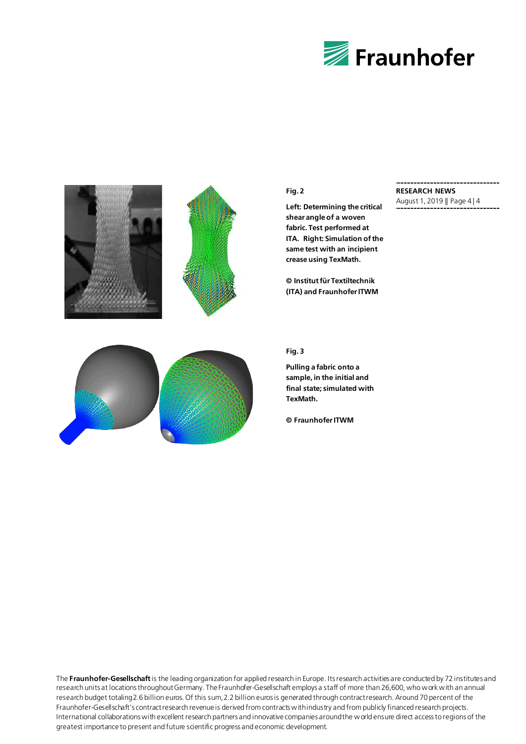**Fig. 2**

**Left: Determining the critical shear angle of a woven fabric. Test performed at ITA. Right: Simulation of the same test with an incipient crease using TexMath.**

**© Institut für Textiltechnik (ITA) and Fraunhofer ITWM**

**Fig. 3**

**Pulling a fabric onto a sample, in the initial and final state; simulated with TexMath.**

**© Fraunhofer ITWM**

The **Fraunhofer-Gesellschaft** is the leading organization for applied research in Europe. Its research activities are conducted by 72 institutes and research units at locations throughout Germany. The Fraunhofer-Gesellschaft employs a staff of more than 26,600, who work with an annual research budget totaling 2.6 billion euros. Of this sum, 2.2 billion euros is generated through contract research. Around 70 percent of the Fraunhofer-Gesellschaft's contract research revenue is derived from contracts with industry and from publicly financed research projects. International collaborations with excellent research partners and innovative companies around the world ensure direct access to regions of the greatest importance to present and future scientific progress and economic development.